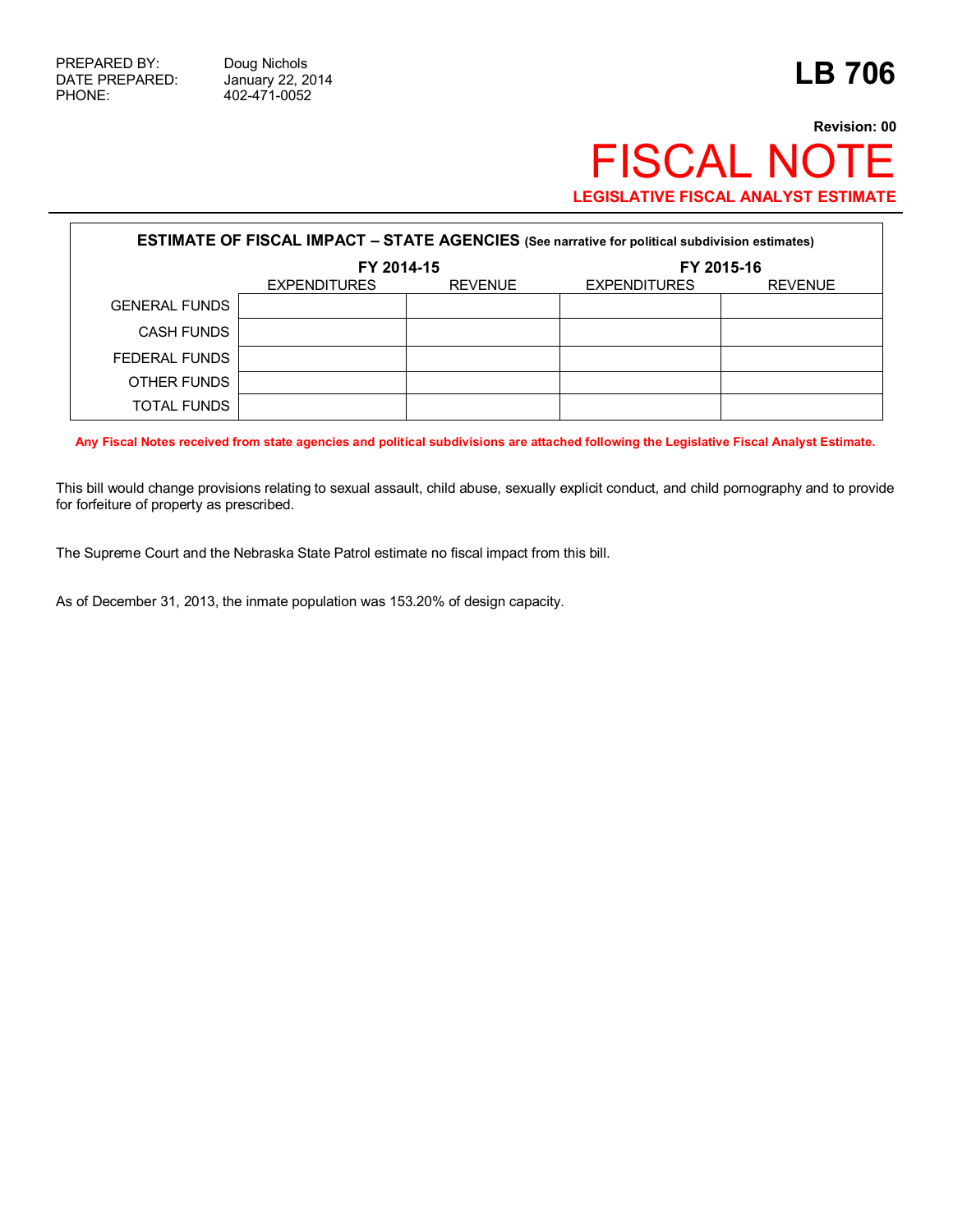PREPARED BY: Doug Nichols
DATE PREPARED: January 22, 2014
PHONE: 402-471-0052

# LB 706

**Revision: 00**

# FISCAL NOTE

**LEGISLATIVE FISCAL ANALYST ESTIMATE**

| **ESTIMATE OF FISCAL IMPACT – STATE AGENCIES** (See narrative for political subdivision estimates) | | | | |
|---|---|---|---|---|
| | **FY 2014-15** | | **FY 2015-16** | |
| | EXPENDITURES | REVENUE | EXPENDITURES | REVENUE |
| GENERAL FUNDS | | | | |
| CASH FUNDS | | | | |
| FEDERAL FUNDS | | | | |
| OTHER FUNDS | | | | |
| TOTAL FUNDS | | | | |

**Any Fiscal Notes received from state agencies and political subdivisions are attached following the Legislative Fiscal Analyst Estimate.**

This bill would change provisions relating to sexual assault, child abuse, sexually explicit conduct, and child pornography and to provide for forfeiture of property as prescribed.

The Supreme Court and the Nebraska State Patrol estimate no fiscal impact from this bill.

As of December 31, 2013, the inmate population was 153.20% of design capacity.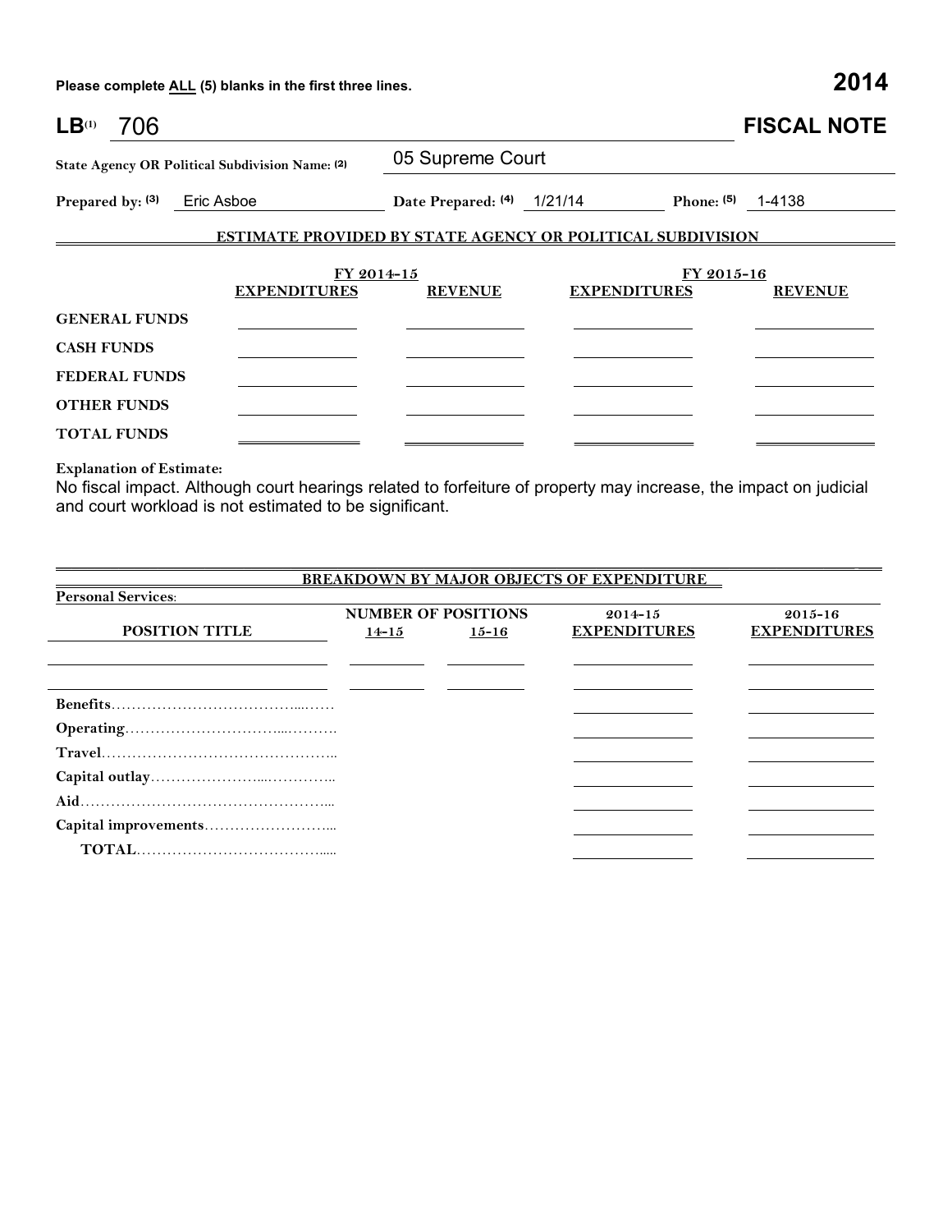Please complete **ALL** (5) blanks in the first three lines. **2014**

# LB[1] 706 FISCAL NOTE

**State Agency OR Political Subdivision Name:** [2] 05 Supreme Court

**Prepared by:** [3] Eric Asboe **Date Prepared:** [4] 1/21/14 **Phone:** [5] 1-4138

## ESTIMATE PROVIDED BY STATE AGENCY OR POLITICAL SUBDIVISION

| | FY 2014-15 | | FY 2015-16 | |
|---|---|---|---|---|
| | **EXPENDITURES** | **REVENUE** | **EXPENDITURES** | **REVENUE** |
| **GENERAL FUNDS** | | | | |
| **CASH FUNDS** | | | | |
| **FEDERAL FUNDS** | | | | |
| **OTHER FUNDS** | | | | |
| **TOTAL FUNDS** | | | | |

**Explanation of Estimate:**

No fiscal impact. Although court hearings related to forfeiture of property may increase, the impact on judicial and court workload is not estimated to be significant.

## BREAKDOWN BY MAJOR OBJECTS OF EXPENDITURE

**Personal Services:**

| POSITION TITLE | NUMBER OF POSITIONS 14-15 | NUMBER OF POSITIONS 15-16 | 2014-15 EXPENDITURES | 2015-16 EXPENDITURES |
|---|---|---|---|---|
| | | | | |
| | | | | |
| **Benefits** | | | | |
| **Operating** | | | | |
| **Travel** | | | | |
| **Capital outlay** | | | | |
| **Aid** | | | | |
| **Capital improvements** | | | | |
| **TOTAL** | | | | |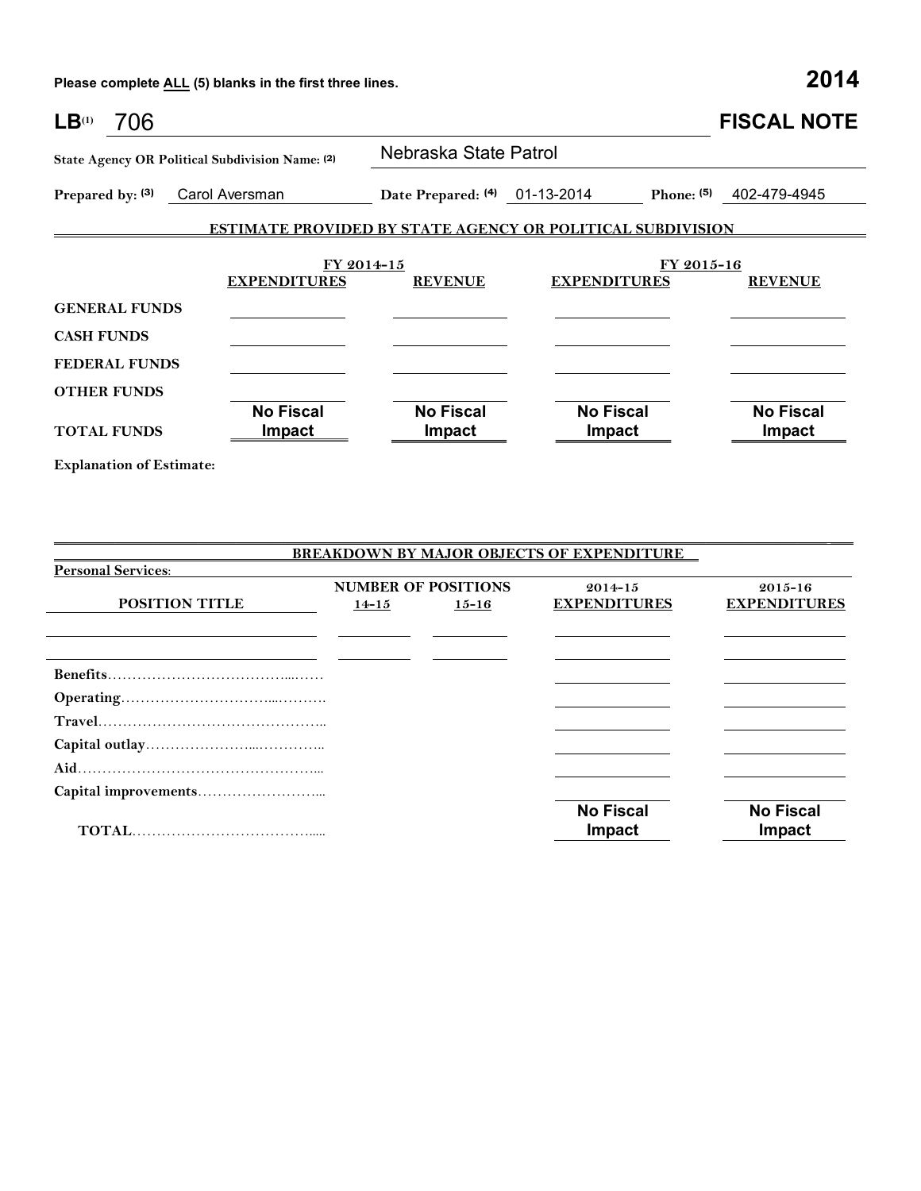Please complete ALL (5) blanks in the first three lines. **2014**

# LB[(1)] 706 FISCAL NOTE

**State Agency OR Political Subdivision Name: (2)** Nebraska State Patrol

**Prepared by: (3)** Carol Aversman **Date Prepared: (4)** 01-13-2014 **Phone: (5)** 402-479-4945

## ESTIMATE PROVIDED BY STATE AGENCY OR POLITICAL SUBDIVISION

| | FY 2014-15 | | FY 2015-16 | |
|---|---|---|---|---|
| | **EXPENDITURES** | **REVENUE** | **EXPENDITURES** | **REVENUE** |
| **GENERAL FUNDS** | | | | |
| **CASH FUNDS** | | | | |
| **FEDERAL FUNDS** | | | | |
| **OTHER FUNDS** | | | | |
| **TOTAL FUNDS** | **No Fiscal Impact** | **No Fiscal Impact** | **No Fiscal Impact** | **No Fiscal Impact** |

**Explanation of Estimate:**

## BREAKDOWN BY MAJOR OBJECTS OF EXPENDITURE

**Personal Services:**

| POSITION TITLE | NUMBER OF POSITIONS 14-15 | NUMBER OF POSITIONS 15-16 | 2014-15 EXPENDITURES | 2015-16 EXPENDITURES |
|---|---|---|---|---|
| | | | | |
| | | | | |
| **Benefits** | | | | |
| **Operating** | | | | |
| **Travel** | | | | |
| **Capital outlay** | | | | |
| **Aid** | | | | |
| **Capital improvements** | | | | |
| **TOTAL** | | | **No Fiscal Impact** | **No Fiscal Impact** |